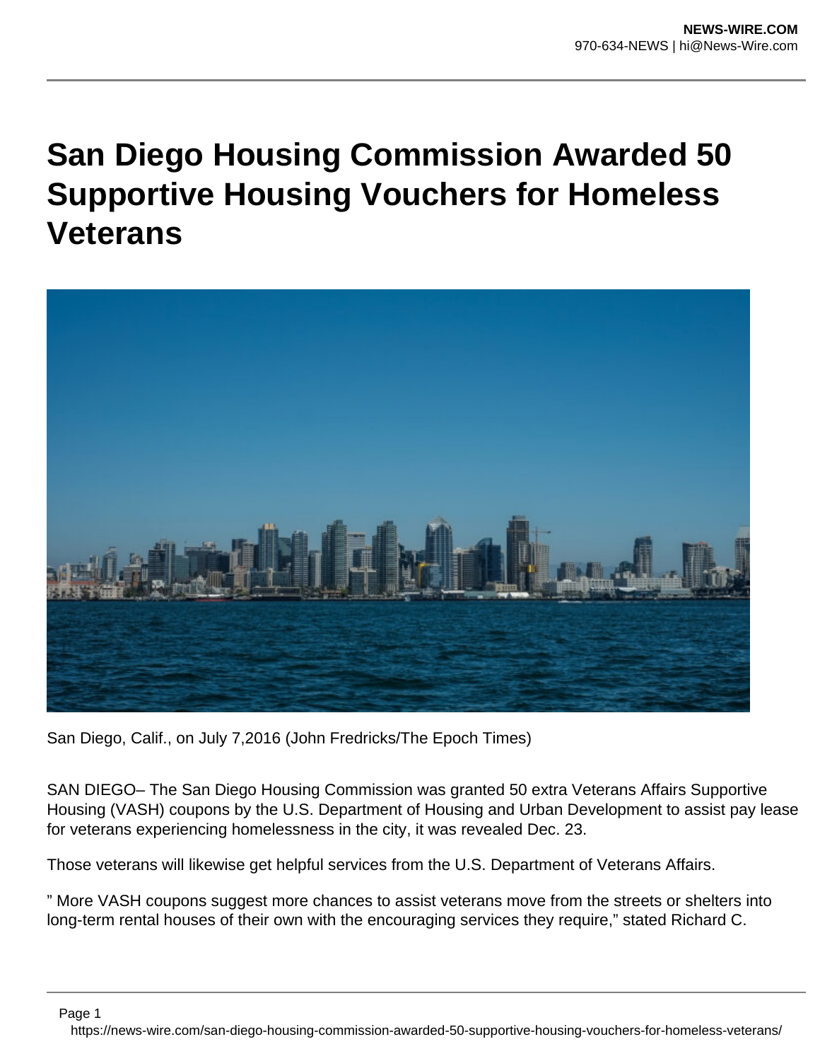# San Diego Housing Commission Awarded 50 Supportive Housing Vouchers for Homeless Veterans

San Diego, Calif., on July 7,2016 (John Fredricks/The Epoch Times)

SAN DIEGO– The San Diego Housing Commission was granted 50 extra Veterans Affairs Supportive Housing (VASH) coupons by the U.S. Department of Housing and Urban Development to assist pay lease for veterans experiencing homelessness in the city, it was revealed Dec. 23.

Those veterans will likewise get helpful services from the U.S. Department of Veterans Affairs.

” More VASH coupons suggest more chances to assist veterans move from the streets or shelters into long-term rental houses of their own with the encouraging services they require,” stated Richard C.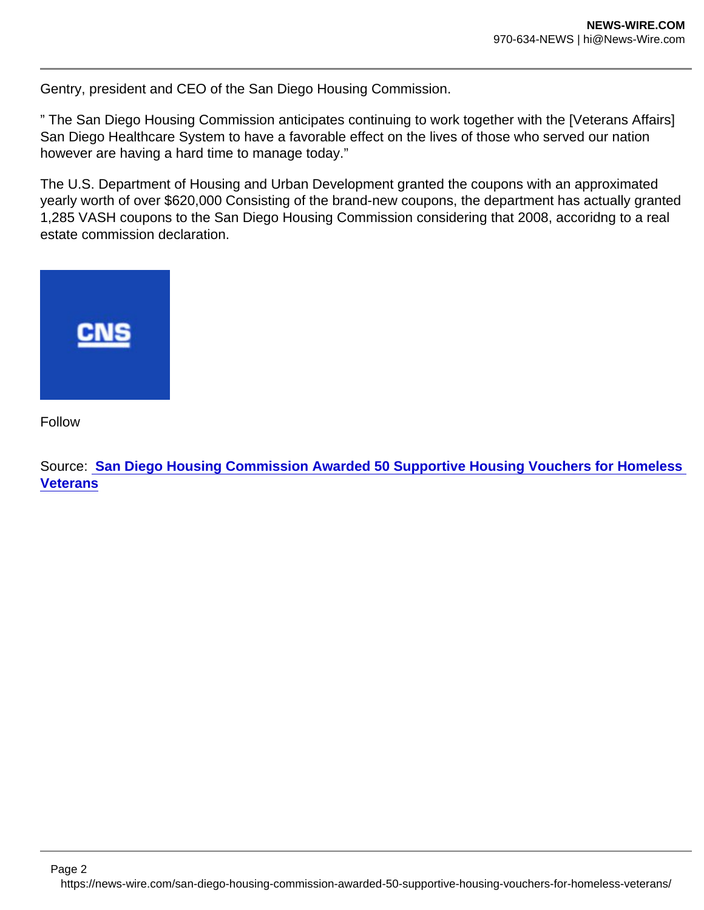Gentry, president and CEO of the San Diego Housing Commission.

” The San Diego Housing Commission anticipates continuing to work together with the [Veterans Affairs] San Diego Healthcare System to have a favorable effect on the lives of those who served our nation however are having a hard time to manage today.”

The U.S. Department of Housing and Urban Development granted the coupons with an approximated yearly worth of over $620,000 Consisting of the brand-new coupons, the department has actually granted 1,285 VASH coupons to the San Diego Housing Commission considering that 2008, accoridng to a real estate commission declaration.

CNS

Follow

Source: **[San Diego Housing Commission Awarded 50 Supportive Housing Vouchers for Homeless Veterans](https://news-wire.com/san-diego-housing-commission-awarded-50-supportive-housing-vouchers-for-homeless-veterans/)**